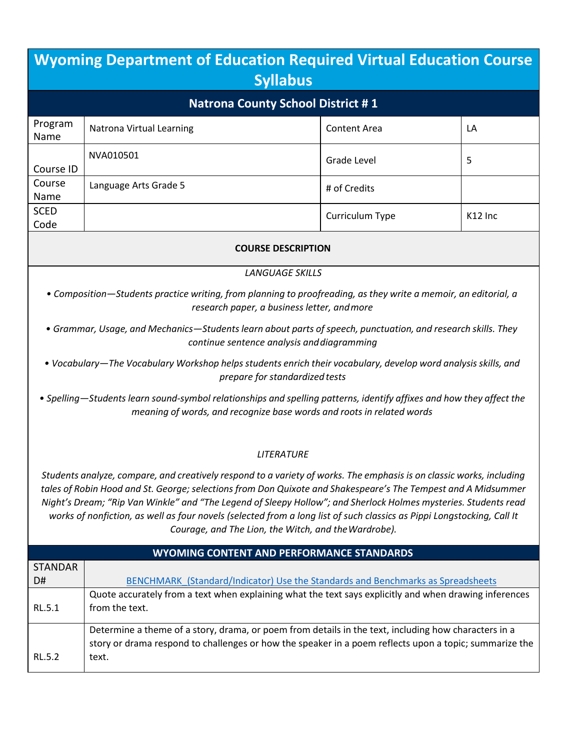# Wyoming Department of Education Required Virtual Education Course Syllabus

## Natrona County School District # 1

| Program Name | Natrona Virtual Learning | Content Area | LA |
|---|---|---|---|
| Course ID | NVA010501 | Grade Level | 5 |
| Course Name | Language Arts Grade 5 | # of Credits | |
| SCED Code | | Curriculum Type | K12 Inc |

### COURSE DESCRIPTION

*LANGUAGE SKILLS*

• *Composition—Students practice writing, from planning to proofreading, as they write a memoir, an editorial, a research paper, a business letter, and more*

• *Grammar, Usage, and Mechanics—Students learn about parts of speech, punctuation, and research skills. They continue sentence analysis and diagramming*

• *Vocabulary—The Vocabulary Workshop helps students enrich their vocabulary, develop word analysis skills, and prepare for standardized tests*

• *Spelling—Students learn sound-symbol relationships and spelling patterns, identify affixes and how they affect the meaning of words, and recognize base words and roots in related words*

*LITERATURE*

*Students analyze, compare, and creatively respond to a variety of works. The emphasis is on classic works, including tales of Robin Hood and St. George; selections from Don Quixote and Shakespeare's The Tempest and A Midsummer Night's Dream; "Rip Van Winkle" and "The Legend of Sleepy Hollow"; and Sherlock Holmes mysteries. Students read works of nonfiction, as well as four novels (selected from a long list of such classics as Pippi Longstocking, Call It Courage, and The Lion, the Witch, and the Wardrobe).*

### WYOMING CONTENT AND PERFORMANCE STANDARDS

| STANDARD# | BENCHMARK_(Standard/Indicator) Use the Standards and Benchmarks as Spreadsheets |
|---|---|
| RL.5.1 | Quote accurately from a text when explaining what the text says explicitly and when drawing inferences from the text. |
| RL.5.2 | Determine a theme of a story, drama, or poem from details in the text, including how characters in a story or drama respond to challenges or how the speaker in a poem reflects upon a topic; summarize the text. |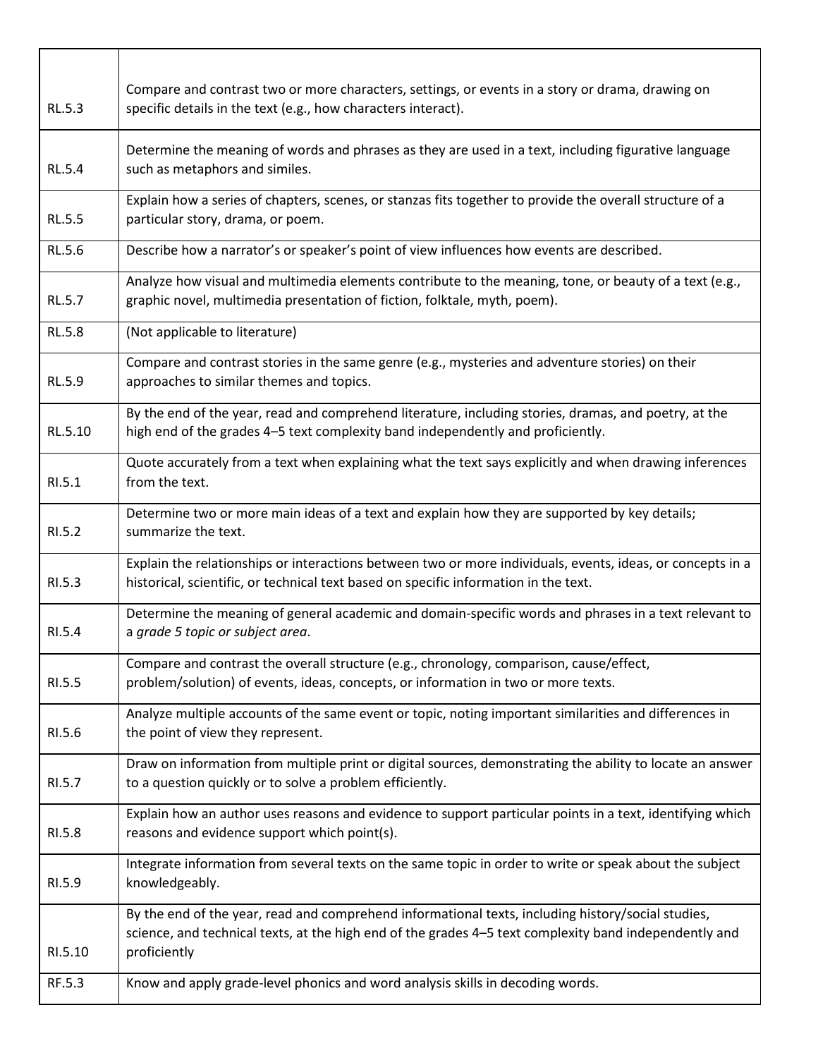| | |
|---|---|
| RL.5.3 | Compare and contrast two or more characters, settings, or events in a story or drama, drawing on specific details in the text (e.g., how characters interact). |
| RL.5.4 | Determine the meaning of words and phrases as they are used in a text, including figurative language such as metaphors and similes. |
| RL.5.5 | Explain how a series of chapters, scenes, or stanzas fits together to provide the overall structure of a particular story, drama, or poem. |
| RL.5.6 | Describe how a narrator's or speaker's point of view influences how events are described. |
| RL.5.7 | Analyze how visual and multimedia elements contribute to the meaning, tone, or beauty of a text (e.g., graphic novel, multimedia presentation of fiction, folktale, myth, poem). |
| RL.5.8 | (Not applicable to literature) |
| RL.5.9 | Compare and contrast stories in the same genre (e.g., mysteries and adventure stories) on their approaches to similar themes and topics. |
| RL.5.10 | By the end of the year, read and comprehend literature, including stories, dramas, and poetry, at the high end of the grades 4–5 text complexity band independently and proficiently. |
| RI.5.1 | Quote accurately from a text when explaining what the text says explicitly and when drawing inferences from the text. |
| RI.5.2 | Determine two or more main ideas of a text and explain how they are supported by key details; summarize the text. |
| RI.5.3 | Explain the relationships or interactions between two or more individuals, events, ideas, or concepts in a historical, scientific, or technical text based on specific information in the text. |
| RI.5.4 | Determine the meaning of general academic and domain-specific words and phrases in a text relevant to a *grade 5 topic or subject area*. |
| RI.5.5 | Compare and contrast the overall structure (e.g., chronology, comparison, cause/effect, problem/solution) of events, ideas, concepts, or information in two or more texts. |
| RI.5.6 | Analyze multiple accounts of the same event or topic, noting important similarities and differences in the point of view they represent. |
| RI.5.7 | Draw on information from multiple print or digital sources, demonstrating the ability to locate an answer to a question quickly or to solve a problem efficiently. |
| RI.5.8 | Explain how an author uses reasons and evidence to support particular points in a text, identifying which reasons and evidence support which point(s). |
| RI.5.9 | Integrate information from several texts on the same topic in order to write or speak about the subject knowledgeably. |
| RI.5.10 | By the end of the year, read and comprehend informational texts, including history/social studies, science, and technical texts, at the high end of the grades 4–5 text complexity band independently and proficiently |
| RF.5.3 | Know and apply grade-level phonics and word analysis skills in decoding words. |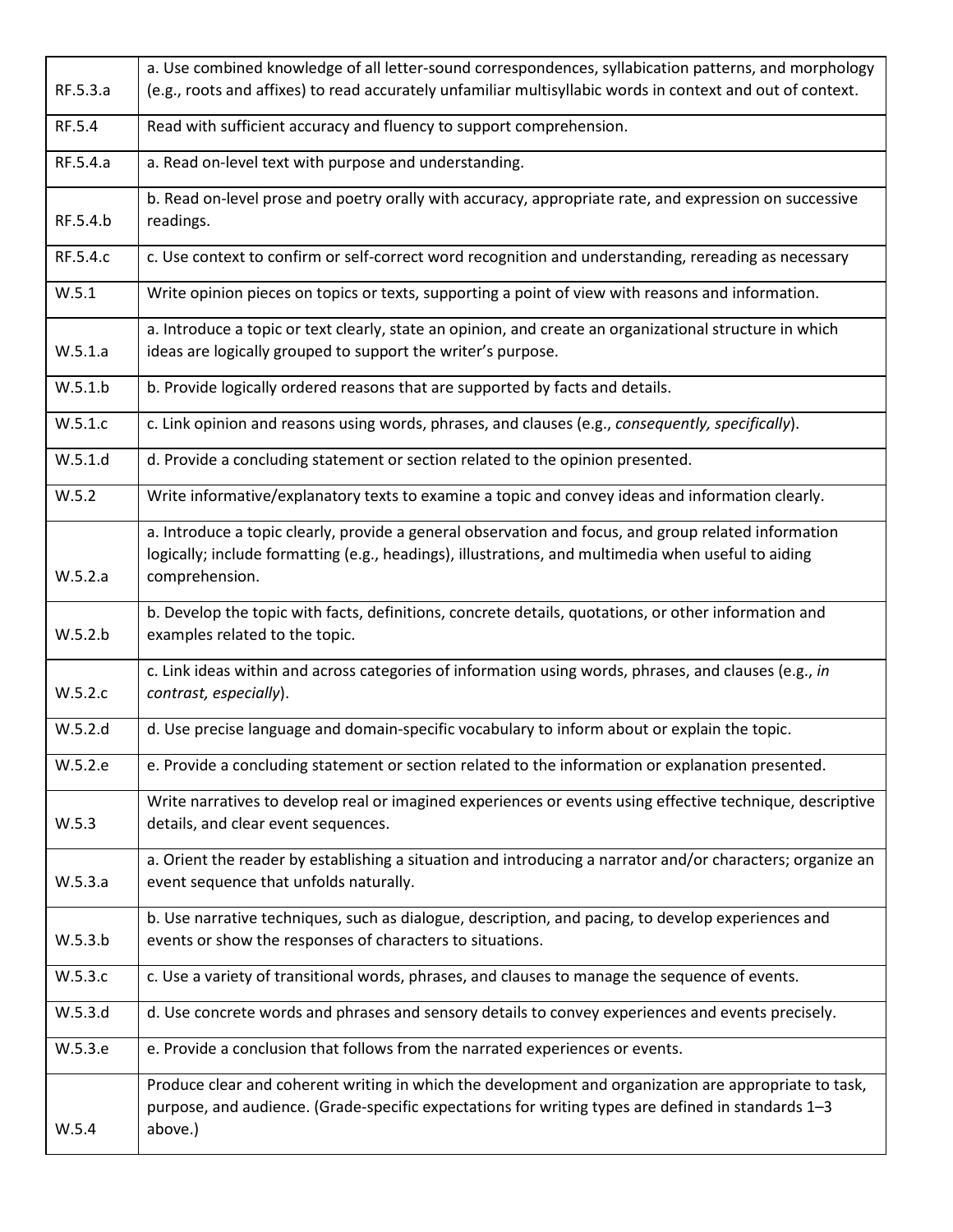| | |
|---|---|
| RF.5.3.a | a. Use combined knowledge of all letter-sound correspondences, syllabication patterns, and morphology (e.g., roots and affixes) to read accurately unfamiliar multisyllabic words in context and out of context. |
| RF.5.4 | Read with sufficient accuracy and fluency to support comprehension. |
| RF.5.4.a | a. Read on-level text with purpose and understanding. |
| RF.5.4.b | b. Read on-level prose and poetry orally with accuracy, appropriate rate, and expression on successive readings. |
| RF.5.4.c | c. Use context to confirm or self-correct word recognition and understanding, rereading as necessary |
| W.5.1 | Write opinion pieces on topics or texts, supporting a point of view with reasons and information. |
| W.5.1.a | a. Introduce a topic or text clearly, state an opinion, and create an organizational structure in which ideas are logically grouped to support the writer's purpose. |
| W.5.1.b | b. Provide logically ordered reasons that are supported by facts and details. |
| W.5.1.c | c. Link opinion and reasons using words, phrases, and clauses (e.g., *consequently, specifically*). |
| W.5.1.d | d. Provide a concluding statement or section related to the opinion presented. |
| W.5.2 | Write informative/explanatory texts to examine a topic and convey ideas and information clearly. |
| W.5.2.a | a. Introduce a topic clearly, provide a general observation and focus, and group related information logically; include formatting (e.g., headings), illustrations, and multimedia when useful to aiding comprehension. |
| W.5.2.b | b. Develop the topic with facts, definitions, concrete details, quotations, or other information and examples related to the topic. |
| W.5.2.c | c. Link ideas within and across categories of information using words, phrases, and clauses (e.g., *in contrast, especially*). |
| W.5.2.d | d. Use precise language and domain-specific vocabulary to inform about or explain the topic. |
| W.5.2.e | e. Provide a concluding statement or section related to the information or explanation presented. |
| W.5.3 | Write narratives to develop real or imagined experiences or events using effective technique, descriptive details, and clear event sequences. |
| W.5.3.a | a. Orient the reader by establishing a situation and introducing a narrator and/or characters; organize an event sequence that unfolds naturally. |
| W.5.3.b | b. Use narrative techniques, such as dialogue, description, and pacing, to develop experiences and events or show the responses of characters to situations. |
| W.5.3.c | c. Use a variety of transitional words, phrases, and clauses to manage the sequence of events. |
| W.5.3.d | d. Use concrete words and phrases and sensory details to convey experiences and events precisely. |
| W.5.3.e | e. Provide a conclusion that follows from the narrated experiences or events. |
| W.5.4 | Produce clear and coherent writing in which the development and organization are appropriate to task, purpose, and audience. (Grade-specific expectations for writing types are defined in standards 1–3 above.) |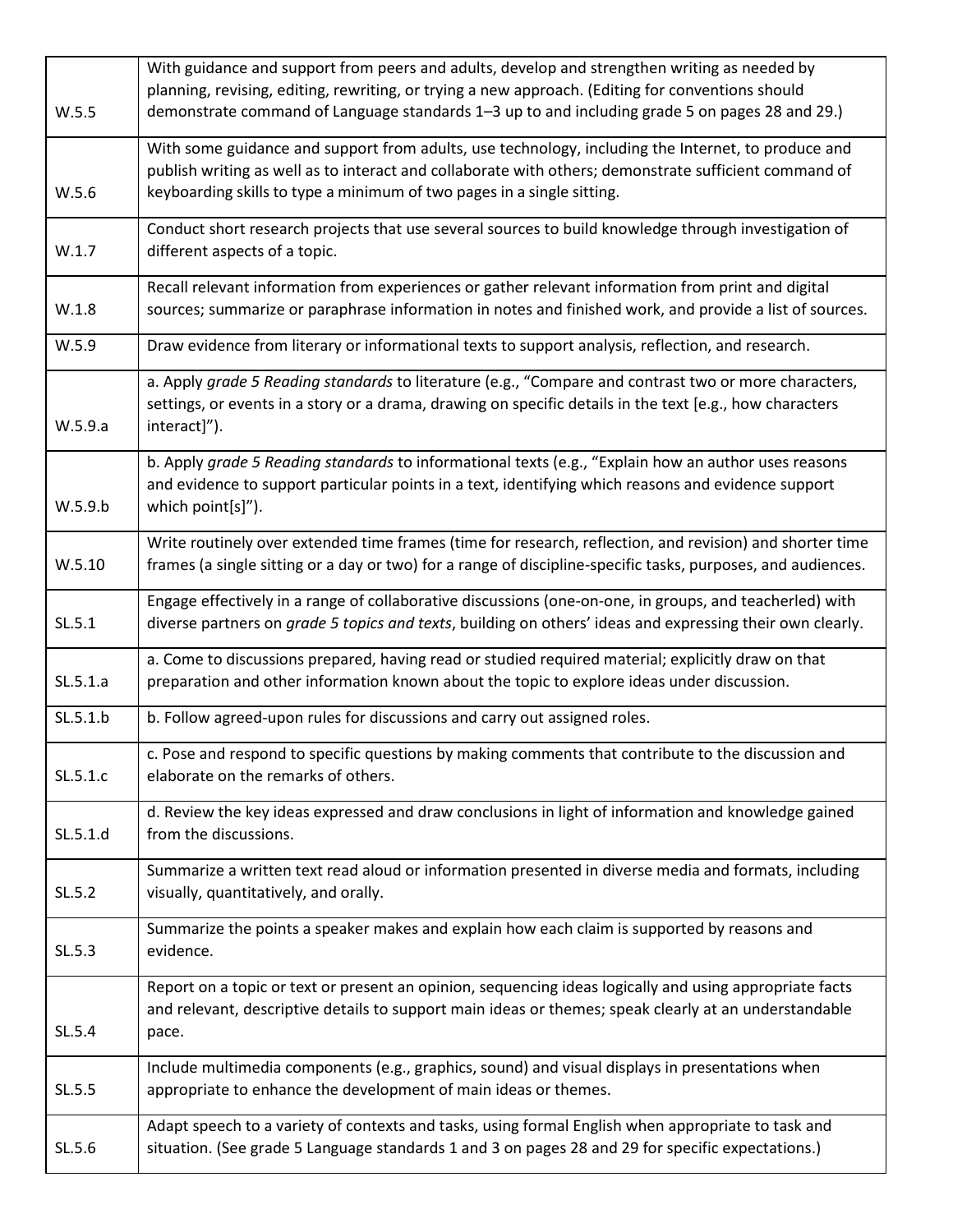| | |
|---|---|
| W.5.5 | With guidance and support from peers and adults, develop and strengthen writing as needed by planning, revising, editing, rewriting, or trying a new approach. (Editing for conventions should demonstrate command of Language standards 1–3 up to and including grade 5 on pages 28 and 29.) |
| W.5.6 | With some guidance and support from adults, use technology, including the Internet, to produce and publish writing as well as to interact and collaborate with others; demonstrate sufficient command of keyboarding skills to type a minimum of two pages in a single sitting. |
| W.1.7 | Conduct short research projects that use several sources to build knowledge through investigation of different aspects of a topic. |
| W.1.8 | Recall relevant information from experiences or gather relevant information from print and digital sources; summarize or paraphrase information in notes and finished work, and provide a list of sources. |
| W.5.9 | Draw evidence from literary or informational texts to support analysis, reflection, and research. |
| W.5.9.a | a. Apply *grade 5 Reading standards* to literature (e.g., "Compare and contrast two or more characters, settings, or events in a story or a drama, drawing on specific details in the text [e.g., how characters interact]"). |
| W.5.9.b | b. Apply *grade 5 Reading standards* to informational texts (e.g., "Explain how an author uses reasons and evidence to support particular points in a text, identifying which reasons and evidence support which point[s]"). |
| W.5.10 | Write routinely over extended time frames (time for research, reflection, and revision) and shorter time frames (a single sitting or a day or two) for a range of discipline-specific tasks, purposes, and audiences. |
| SL.5.1 | Engage effectively in a range of collaborative discussions (one-on-one, in groups, and teacherled) with diverse partners on *grade 5 topics and texts*, building on others' ideas and expressing their own clearly. |
| SL.5.1.a | a. Come to discussions prepared, having read or studied required material; explicitly draw on that preparation and other information known about the topic to explore ideas under discussion. |
| SL.5.1.b | b. Follow agreed-upon rules for discussions and carry out assigned roles. |
| SL.5.1.c | c. Pose and respond to specific questions by making comments that contribute to the discussion and elaborate on the remarks of others. |
| SL.5.1.d | d. Review the key ideas expressed and draw conclusions in light of information and knowledge gained from the discussions. |
| SL.5.2 | Summarize a written text read aloud or information presented in diverse media and formats, including visually, quantitatively, and orally. |
| SL.5.3 | Summarize the points a speaker makes and explain how each claim is supported by reasons and evidence. |
| SL.5.4 | Report on a topic or text or present an opinion, sequencing ideas logically and using appropriate facts and relevant, descriptive details to support main ideas or themes; speak clearly at an understandable pace. |
| SL.5.5 | Include multimedia components (e.g., graphics, sound) and visual displays in presentations when appropriate to enhance the development of main ideas or themes. |
| SL.5.6 | Adapt speech to a variety of contexts and tasks, using formal English when appropriate to task and situation. (See grade 5 Language standards 1 and 3 on pages 28 and 29 for specific expectations.) |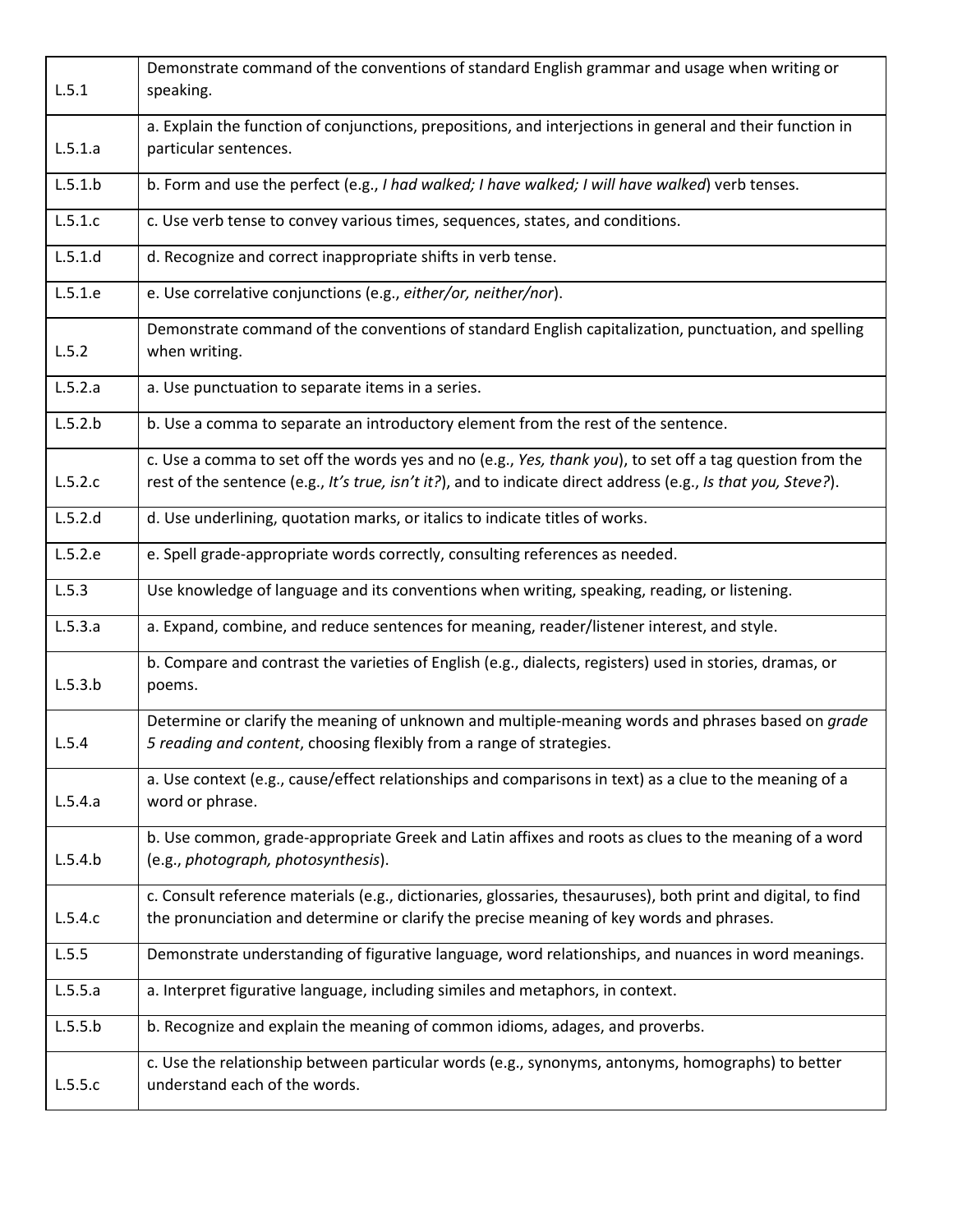| | |
|---|---|
| L.5.1 | Demonstrate command of the conventions of standard English grammar and usage when writing or speaking. |
| L.5.1.a | a. Explain the function of conjunctions, prepositions, and interjections in general and their function in particular sentences. |
| L.5.1.b | b. Form and use the perfect (e.g., *I had walked; I have walked; I will have walked*) verb tenses. |
| L.5.1.c | c. Use verb tense to convey various times, sequences, states, and conditions. |
| L.5.1.d | d. Recognize and correct inappropriate shifts in verb tense. |
| L.5.1.e | e. Use correlative conjunctions (e.g., *either/or, neither/nor*). |
| L.5.2 | Demonstrate command of the conventions of standard English capitalization, punctuation, and spelling when writing. |
| L.5.2.a | a. Use punctuation to separate items in a series. |
| L.5.2.b | b. Use a comma to separate an introductory element from the rest of the sentence. |
| L.5.2.c | c. Use a comma to set off the words yes and no (e.g., *Yes, thank you*), to set off a tag question from the rest of the sentence (e.g., *It's true, isn't it?*), and to indicate direct address (e.g., *Is that you, Steve?*). |
| L.5.2.d | d. Use underlining, quotation marks, or italics to indicate titles of works. |
| L.5.2.e | e. Spell grade-appropriate words correctly, consulting references as needed. |
| L.5.3 | Use knowledge of language and its conventions when writing, speaking, reading, or listening. |
| L.5.3.a | a. Expand, combine, and reduce sentences for meaning, reader/listener interest, and style. |
| L.5.3.b | b. Compare and contrast the varieties of English (e.g., dialects, registers) used in stories, dramas, or poems. |
| L.5.4 | Determine or clarify the meaning of unknown and multiple-meaning words and phrases based on *grade 5 reading and content*, choosing flexibly from a range of strategies. |
| L.5.4.a | a. Use context (e.g., cause/effect relationships and comparisons in text) as a clue to the meaning of a word or phrase. |
| L.5.4.b | b. Use common, grade-appropriate Greek and Latin affixes and roots as clues to the meaning of a word (e.g., *photograph, photosynthesis*). |
| L.5.4.c | c. Consult reference materials (e.g., dictionaries, glossaries, thesauruses), both print and digital, to find the pronunciation and determine or clarify the precise meaning of key words and phrases. |
| L.5.5 | Demonstrate understanding of figurative language, word relationships, and nuances in word meanings. |
| L.5.5.a | a. Interpret figurative language, including similes and metaphors, in context. |
| L.5.5.b | b. Recognize and explain the meaning of common idioms, adages, and proverbs. |
| L.5.5.c | c. Use the relationship between particular words (e.g., synonyms, antonyms, homographs) to better understand each of the words. |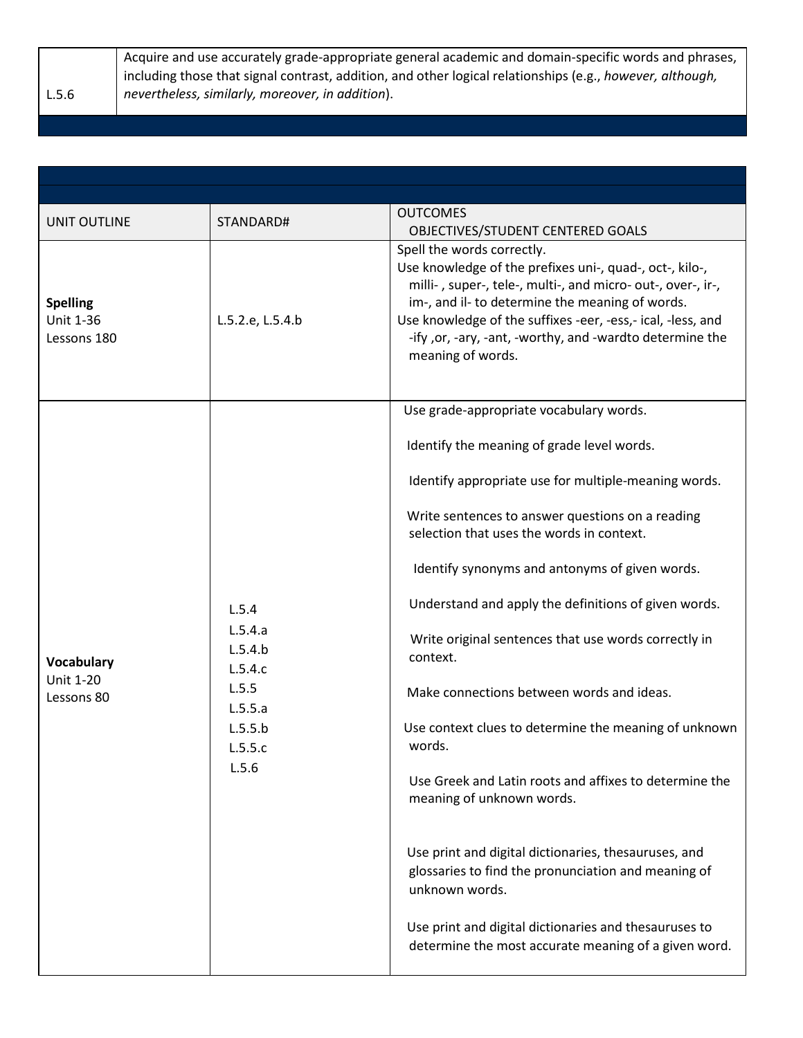| | |
|---|---|
| L.5.6 | Acquire and use accurately grade-appropriate general academic and domain-specific words and phrases, including those that signal contrast, addition, and other logical relationships (e.g., *however, although, nevertheless, similarly, moreover, in addition*). |

| UNIT OUTLINE | STANDARD# | OUTCOMES OBJECTIVES/STUDENT CENTERED GOALS |
|---|---|---|
| **Spelling** Unit 1-36 Lessons 180 | L.5.2.e, L.5.4.b | Spell the words correctly. Use knowledge of the prefixes uni-, quad-, oct-, kilo-, milli- , super-, tele-, multi-, and micro- out-, over-, ir-, im-, and il- to determine the meaning of words. Use knowledge of the suffixes -eer, -ess,- ical, -less, and -ify ,or, -ary, -ant, -worthy, and -wardto determine the meaning of words. |
| **Vocabulary** Unit 1-20 Lessons 80 | L.5.4 L.5.4.a L.5.4.b L.5.4.c L.5.5 L.5.5.a L.5.5.b L.5.5.c L.5.6 | Use grade-appropriate vocabulary words. Identify the meaning of grade level words. Identify appropriate use for multiple-meaning words. Write sentences to answer questions on a reading selection that uses the words in context. Identify synonyms and antonyms of given words. Understand and apply the definitions of given words. Write original sentences that use words correctly in context. Make connections between words and ideas. Use context clues to determine the meaning of unknown words. Use Greek and Latin roots and affixes to determine the meaning of unknown words. Use print and digital dictionaries, thesauruses, and glossaries to find the pronunciation and meaning of unknown words. Use print and digital dictionaries and thesauruses to determine the most accurate meaning of a given word. |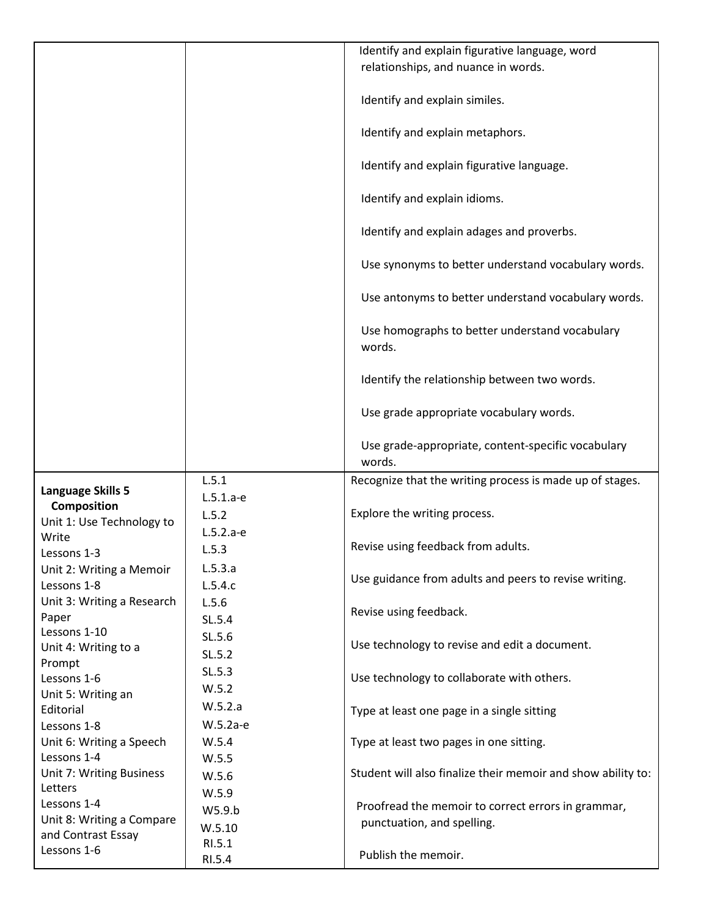| | | |
|---|---|---|
| | | Identify and explain figurative language, word relationships, and nuance in words.<br><br>Identify and explain similes.<br><br>Identify and explain metaphors.<br><br>Identify and explain figurative language.<br><br>Identify and explain idioms.<br><br>Identify and explain adages and proverbs.<br><br>Use synonyms to better understand vocabulary words.<br><br>Use antonyms to better understand vocabulary words.<br><br>Use homographs to better understand vocabulary words.<br><br>Identify the relationship between two words.<br><br>Use grade appropriate vocabulary words.<br><br>Use grade-appropriate, content-specific vocabulary words. |
| **Language Skills 5 Composition**<br>Unit 1: Use Technology to Write<br>Lessons 1-3<br>Unit 2: Writing a Memoir<br>Lessons 1-8<br>Unit 3: Writing a Research Paper<br>Lessons 1-10<br>Unit 4: Writing to a Prompt<br>Lessons 1-6<br>Unit 5: Writing an Editorial<br>Lessons 1-8<br>Unit 6: Writing a Speech<br>Lessons 1-4<br>Unit 7: Writing Business Letters<br>Lessons 1-4<br>Unit 8: Writing a Compare and Contrast Essay<br>Lessons 1-6 | L.5.1<br>L.5.1.a-e<br>L.5.2<br>L.5.2.a-e<br>L.5.3<br>L.5.3.a<br>L.5.4.c<br>L.5.6<br>SL.5.4<br>SL.5.6<br>SL.5.2<br>SL.5.3<br>W.5.2<br>W.5.2.a<br>W.5.2a-e<br>W.5.4<br>W.5.5<br>W.5.6<br>W.5.9<br>W5.9.b<br>W.5.10<br>RI.5.1<br>RI.5.4 | Recognize that the writing process is made up of stages.<br><br>Explore the writing process.<br><br>Revise using feedback from adults.<br><br>Use guidance from adults and peers to revise writing.<br><br>Revise using feedback.<br><br>Use technology to revise and edit a document.<br><br>Use technology to collaborate with others.<br><br>Type at least one page in a single sitting<br><br>Type at least two pages in one sitting.<br><br>Student will also finalize their memoir and show ability to:<br><br>Proofread the memoir to correct errors in grammar, punctuation, and spelling.<br><br>Publish the memoir. |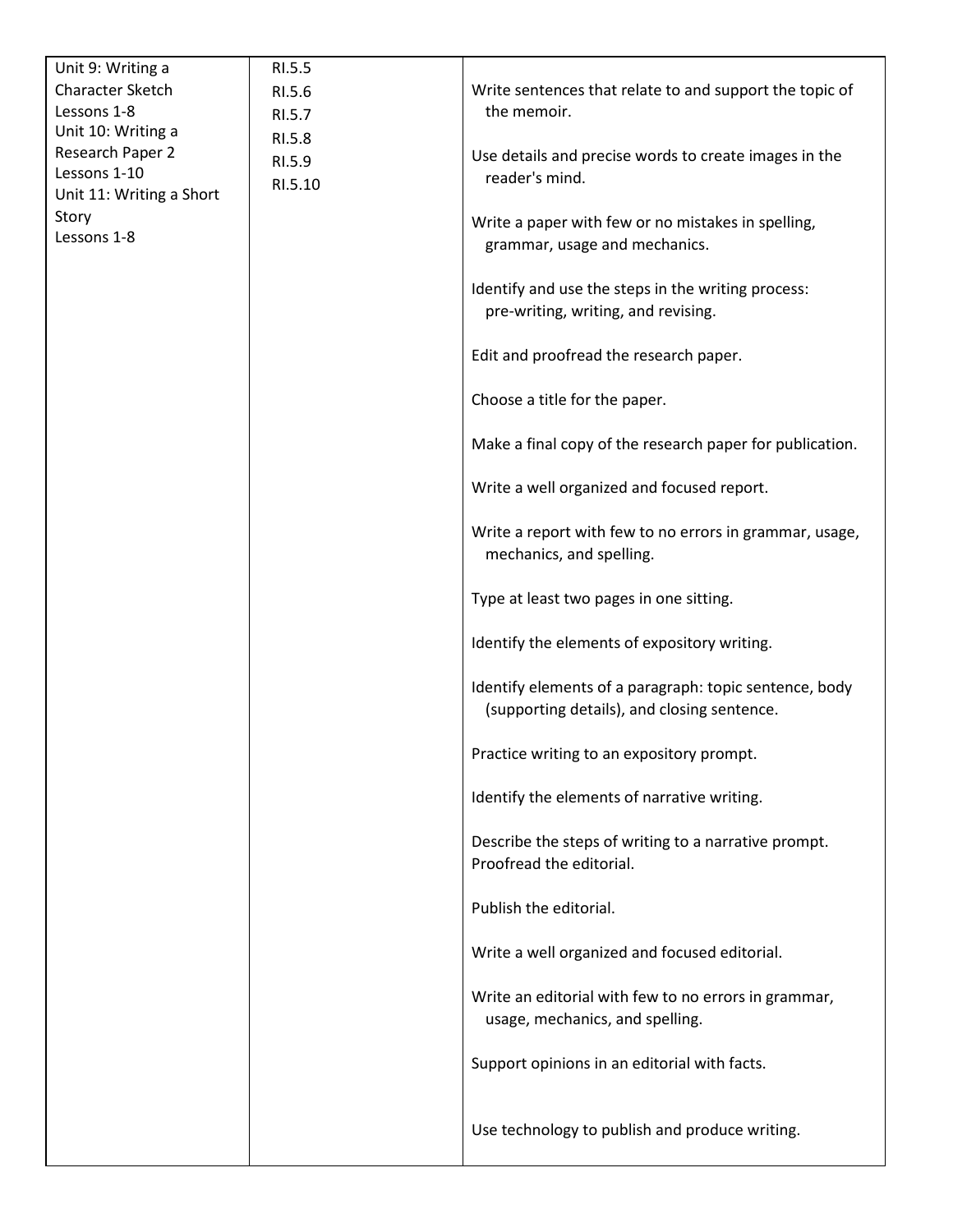| | | |
|---|---|---|
| Unit 9: Writing a Character Sketch<br>Lessons 1-8<br>Unit 10: Writing a Research Paper 2<br>Lessons 1-10<br>Unit 11: Writing a Short Story<br>Lessons 1-8 | RI.5.5<br>RI.5.6<br>RI.5.7<br>RI.5.8<br>RI.5.9<br>RI.5.10 | Write sentences that relate to and support the topic of the memoir.<br><br>Use details and precise words to create images in the reader's mind.<br><br>Write a paper with few or no mistakes in spelling, grammar, usage and mechanics.<br><br>Identify and use the steps in the writing process: pre-writing, writing, and revising.<br><br>Edit and proofread the research paper.<br><br>Choose a title for the paper.<br><br>Make a final copy of the research paper for publication.<br><br>Write a well organized and focused report.<br><br>Write a report with few to no errors in grammar, usage, mechanics, and spelling.<br><br>Type at least two pages in one sitting.<br><br>Identify the elements of expository writing.<br><br>Identify elements of a paragraph: topic sentence, body (supporting details), and closing sentence.<br><br>Practice writing to an expository prompt.<br><br>Identify the elements of narrative writing.<br><br>Describe the steps of writing to a narrative prompt.<br>Proofread the editorial.<br><br>Publish the editorial.<br><br>Write a well organized and focused editorial.<br><br>Write an editorial with few to no errors in grammar, usage, mechanics, and spelling.<br><br>Support opinions in an editorial with facts.<br><br>Use technology to publish and produce writing. |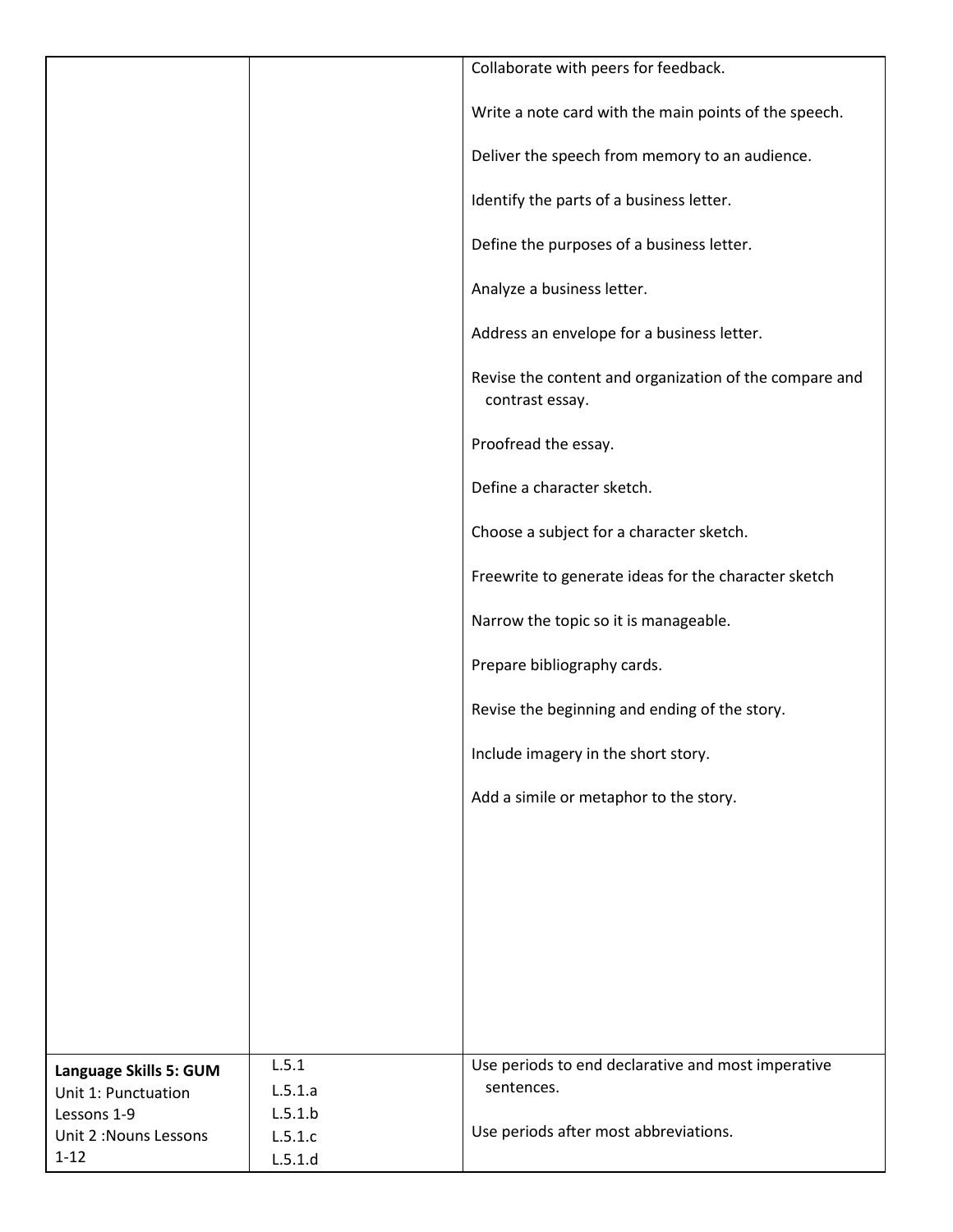| | | |
|---|---|---|
| | | Collaborate with peers for feedback.<br><br>Write a note card with the main points of the speech.<br><br>Deliver the speech from memory to an audience.<br><br>Identify the parts of a business letter.<br><br>Define the purposes of a business letter.<br><br>Analyze a business letter.<br><br>Address an envelope for a business letter.<br><br>Revise the content and organization of the compare and contrast essay.<br><br>Proofread the essay.<br><br>Define a character sketch.<br><br>Choose a subject for a character sketch.<br><br>Freewrite to generate ideas for the character sketch<br><br>Narrow the topic so it is manageable.<br><br>Prepare bibliography cards.<br><br>Revise the beginning and ending of the story.<br><br>Include imagery in the short story.<br><br>Add a simile or metaphor to the story. |
| **Language Skills 5: GUM**<br>Unit 1: Punctuation Lessons 1-9<br>Unit 2 :Nouns Lessons 1-12 | L.5.1<br>L.5.1.a<br>L.5.1.b<br>L.5.1.c<br>L.5.1.d | Use periods to end declarative and most imperative sentences.<br><br>Use periods after most abbreviations. |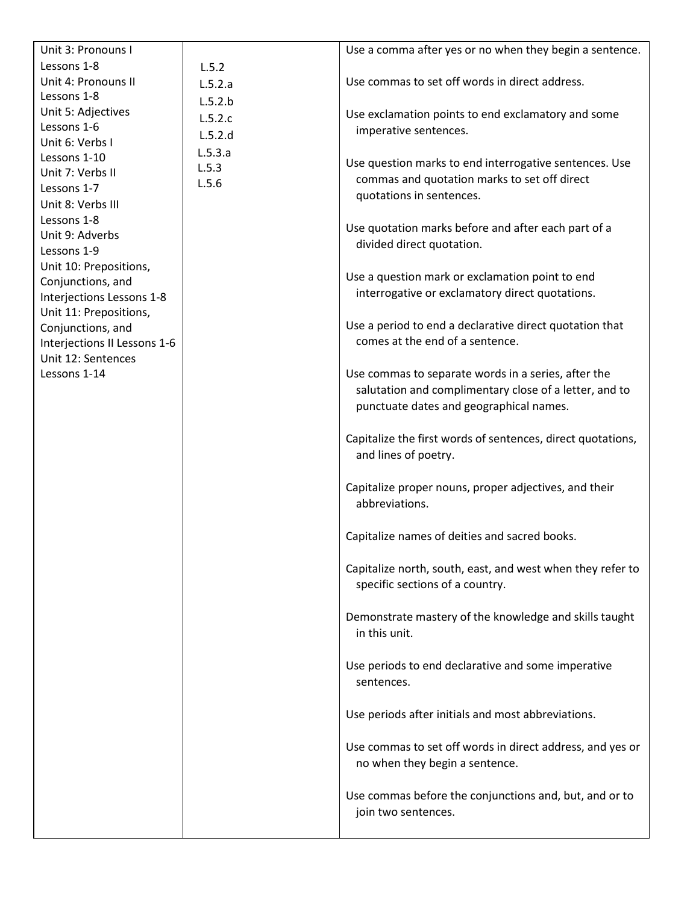| Unit 3: Pronouns I<br>Lessons 1-8<br>Unit 4: Pronouns II<br>Lessons 1-8<br>Unit 5: Adjectives<br>Lessons 1-6<br>Unit 6: Verbs I<br>Lessons 1-10<br>Unit 7: Verbs II<br>Lessons 1-7<br>Unit 8: Verbs III<br>Lessons 1-8<br>Unit 9: Adverbs<br>Lessons 1-9<br>Unit 10: Prepositions, Conjunctions, and Interjections Lessons 1-8<br>Unit 11: Prepositions, Conjunctions, and Interjections II Lessons 1-6<br>Unit 12: Sentences<br>Lessons 1-14 | L.5.2<br>L.5.2.a<br>L.5.2.b<br>L.5.2.c<br>L.5.2.d<br>L.5.3.a<br>L.5.3<br>L.5.6 | Use a comma after yes or no when they begin a sentence.<br><br>Use commas to set off words in direct address.<br><br>Use exclamation points to end exclamatory and some imperative sentences.<br><br>Use question marks to end interrogative sentences. Use commas and quotation marks to set off direct quotations in sentences.<br><br>Use quotation marks before and after each part of a divided direct quotation.<br><br>Use a question mark or exclamation point to end interrogative or exclamatory direct quotations.<br><br>Use a period to end a declarative direct quotation that comes at the end of a sentence.<br><br>Use commas to separate words in a series, after the salutation and complimentary close of a letter, and to punctuate dates and geographical names.<br><br>Capitalize the first words of sentences, direct quotations, and lines of poetry.<br><br>Capitalize proper nouns, proper adjectives, and their abbreviations.<br><br>Capitalize names of deities and sacred books.<br><br>Capitalize north, south, east, and west when they refer to specific sections of a country.<br><br>Demonstrate mastery of the knowledge and skills taught in this unit.<br><br>Use periods to end declarative and some imperative sentences.<br><br>Use periods after initials and most abbreviations.<br><br>Use commas to set off words in direct address, and yes or no when they begin a sentence.<br><br>Use commas before the conjunctions and, but, and or to join two sentences. |
|---|---|---|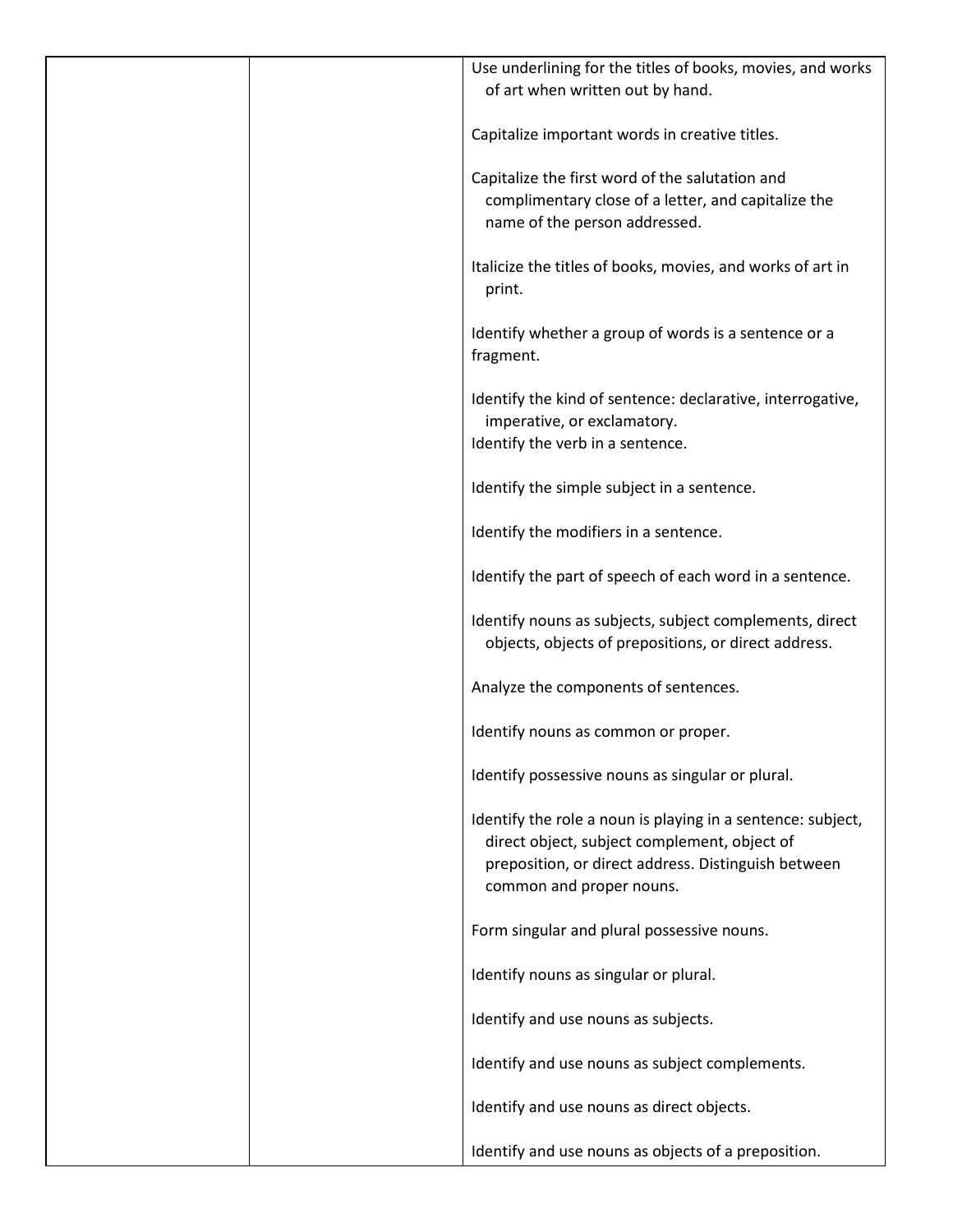|  |  | Use underlining for the titles of books, movies, and works of art when written out by hand.<br><br>Capitalize important words in creative titles.<br><br>Capitalize the first word of the salutation and complimentary close of a letter, and capitalize the name of the person addressed.<br><br>Italicize the titles of books, movies, and works of art in print.<br><br>Identify whether a group of words is a sentence or a fragment.<br><br>Identify the kind of sentence: declarative, interrogative, imperative, or exclamatory.<br>Identify the verb in a sentence.<br><br>Identify the simple subject in a sentence.<br><br>Identify the modifiers in a sentence.<br><br>Identify the part of speech of each word in a sentence.<br><br>Identify nouns as subjects, subject complements, direct objects, objects of prepositions, or direct address.<br><br>Analyze the components of sentences.<br><br>Identify nouns as common or proper.<br><br>Identify possessive nouns as singular or plural.<br><br>Identify the role a noun is playing in a sentence: subject, direct object, subject complement, object of preposition, or direct address. Distinguish between common and proper nouns.<br><br>Form singular and plural possessive nouns.<br><br>Identify nouns as singular or plural.<br><br>Identify and use nouns as subjects.<br><br>Identify and use nouns as subject complements.<br><br>Identify and use nouns as direct objects.<br><br>Identify and use nouns as objects of a preposition. |
|---|---|---|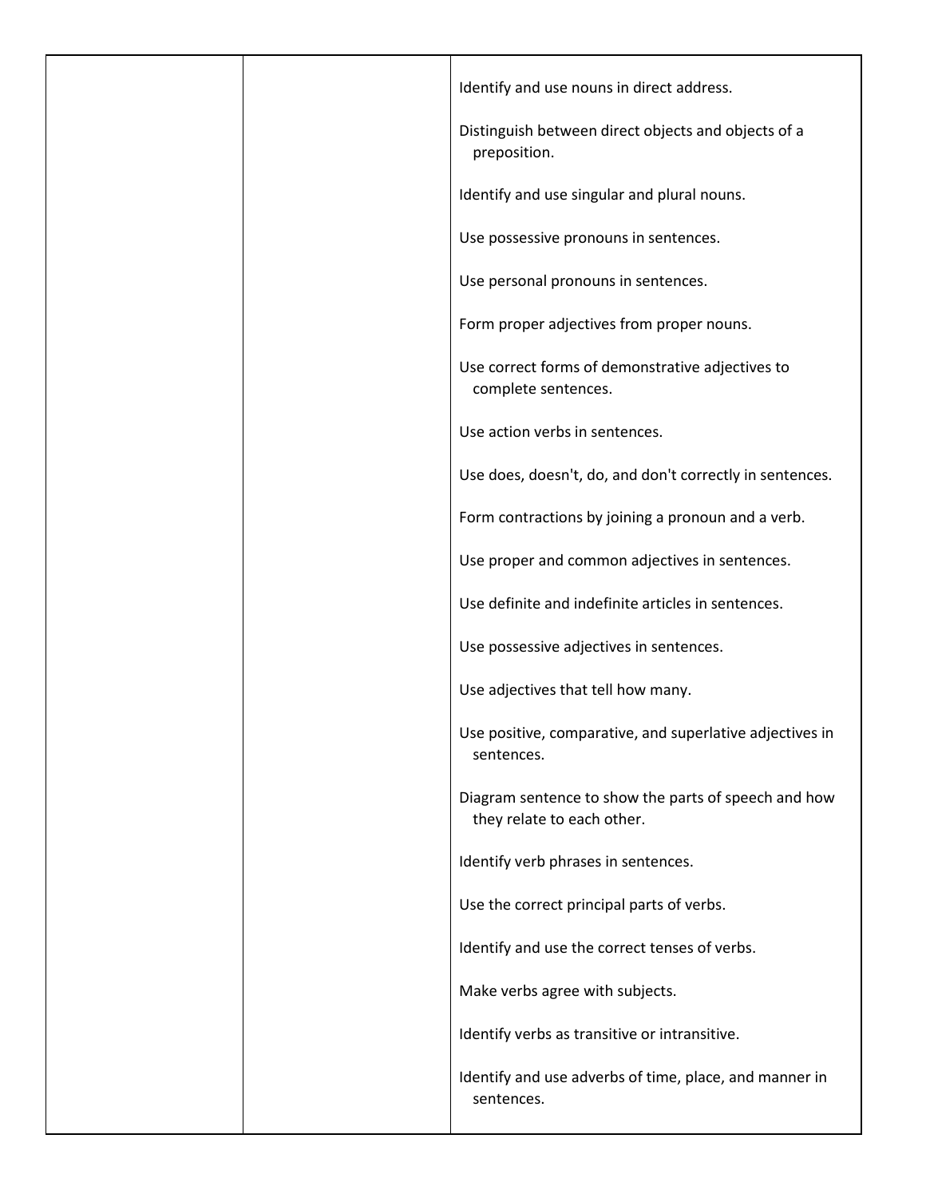| | | |
|---|---|---|
| | | Identify and use nouns in direct address.<br><br>Distinguish between direct objects and objects of a preposition.<br><br>Identify and use singular and plural nouns.<br><br>Use possessive pronouns in sentences.<br><br>Use personal pronouns in sentences.<br><br>Form proper adjectives from proper nouns.<br><br>Use correct forms of demonstrative adjectives to complete sentences.<br><br>Use action verbs in sentences.<br><br>Use does, doesn't, do, and don't correctly in sentences.<br><br>Form contractions by joining a pronoun and a verb.<br><br>Use proper and common adjectives in sentences.<br><br>Use definite and indefinite articles in sentences.<br><br>Use possessive adjectives in sentences.<br><br>Use adjectives that tell how many.<br><br>Use positive, comparative, and superlative adjectives in sentences.<br><br>Diagram sentence to show the parts of speech and how they relate to each other.<br><br>Identify verb phrases in sentences.<br><br>Use the correct principal parts of verbs.<br><br>Identify and use the correct tenses of verbs.<br><br>Make verbs agree with subjects.<br><br>Identify verbs as transitive or intransitive.<br><br>Identify and use adverbs of time, place, and manner in sentences. |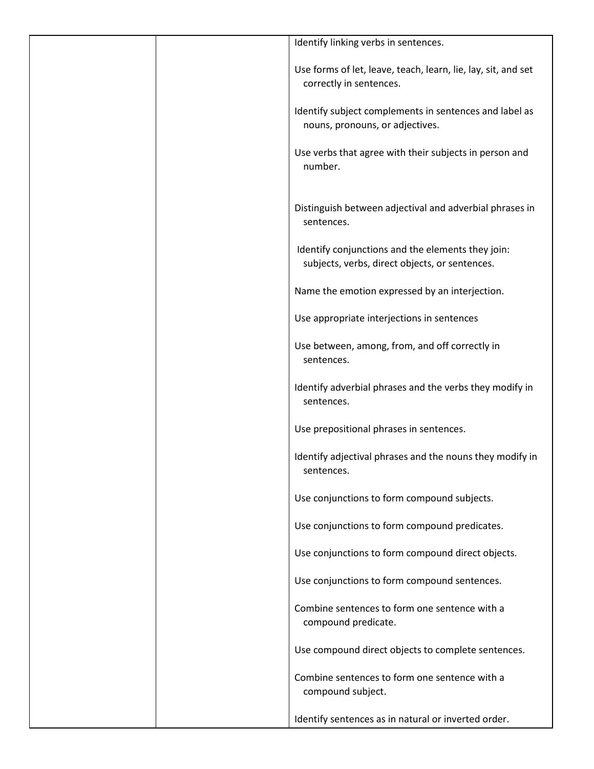| | | |
|---|---|---|
| | | Identify linking verbs in sentences.<br><br>Use forms of let, leave, teach, learn, lie, lay, sit, and set correctly in sentences.<br><br>Identify subject complements in sentences and label as nouns, pronouns, or adjectives.<br><br>Use verbs that agree with their subjects in person and number.<br><br><br>Distinguish between adjectival and adverbial phrases in sentences.<br><br>Identify conjunctions and the elements they join: subjects, verbs, direct objects, or sentences.<br><br>Name the emotion expressed by an interjection.<br><br>Use appropriate interjections in sentences<br><br>Use between, among, from, and off correctly in sentences.<br><br>Identify adverbial phrases and the verbs they modify in sentences.<br><br>Use prepositional phrases in sentences.<br><br>Identify adjectival phrases and the nouns they modify in sentences.<br><br>Use conjunctions to form compound subjects.<br><br>Use conjunctions to form compound predicates.<br><br>Use conjunctions to form compound direct objects.<br><br>Use conjunctions to form compound sentences.<br><br>Combine sentences to form one sentence with a compound predicate.<br><br>Use compound direct objects to complete sentences.<br><br>Combine sentences to form one sentence with a compound subject.<br><br>Identify sentences as in natural or inverted order. |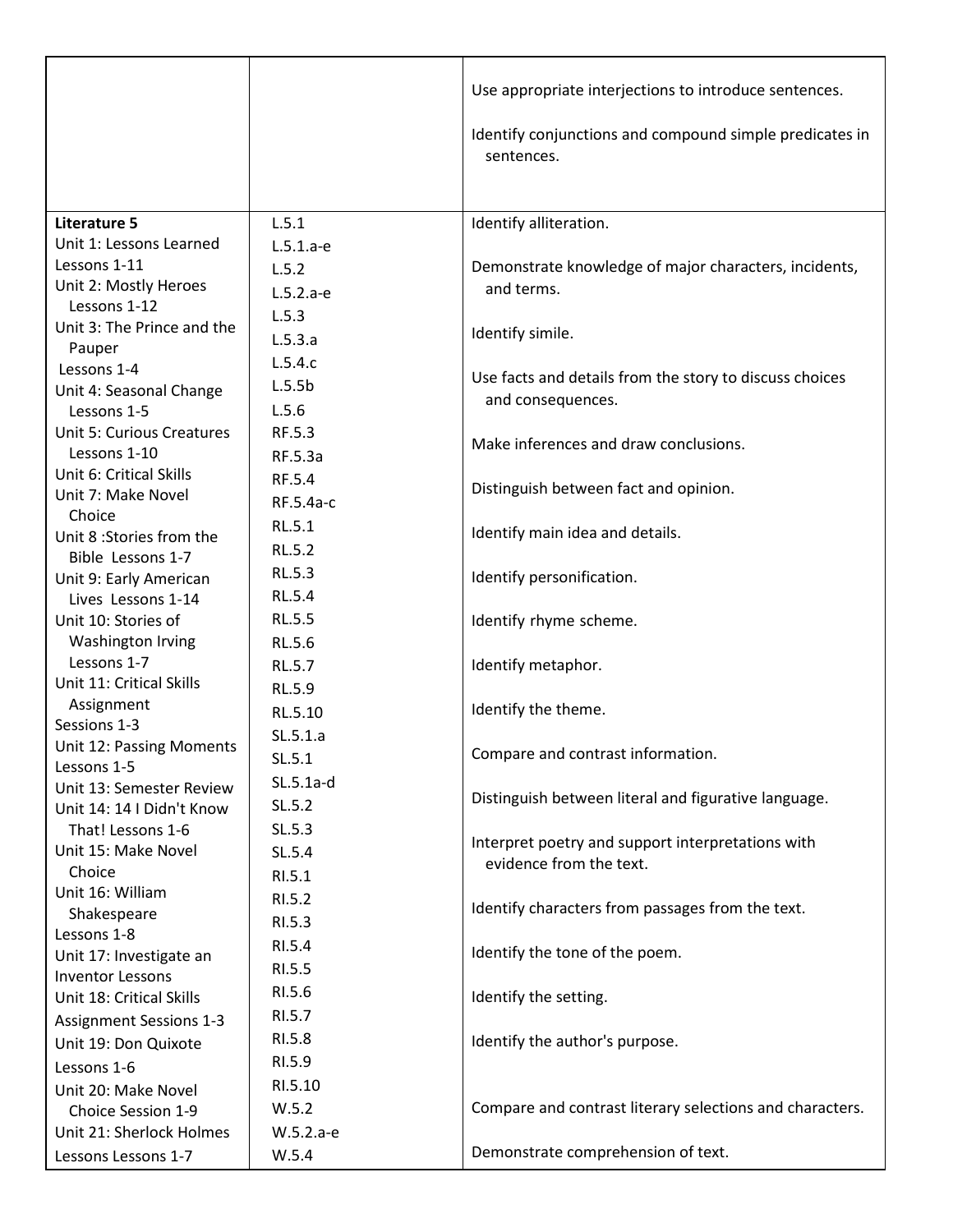| | | |
|---|---|---|
| | | Use appropriate interjections to introduce sentences.<br><br>Identify conjunctions and compound simple predicates in sentences. |
| **Literature 5**<br>Unit 1: Lessons Learned<br>Lessons 1-11<br>Unit 2: Mostly Heroes<br>Lessons 1-12<br>Unit 3: The Prince and the Pauper<br>Lessons 1-4<br>Unit 4: Seasonal Change<br>Lessons 1-5<br>Unit 5: Curious Creatures<br>Lessons 1-10<br>Unit 6: Critical Skills<br>Unit 7: Make Novel Choice<br>Unit 8 :Stories from the Bible Lessons 1-7<br>Unit 9: Early American Lives Lessons 1-14<br>Unit 10: Stories of Washington Irving<br>Lessons 1-7<br>Unit 11: Critical Skills Assignment<br>Sessions 1-3<br>Unit 12: Passing Moments<br>Lessons 1-5<br>Unit 13: Semester Review<br>Unit 14: 14 I Didn't Know That! Lessons 1-6<br>Unit 15: Make Novel Choice<br>Unit 16: William Shakespeare<br>Lessons 1-8<br>Unit 17: Investigate an Inventor Lessons<br>Unit 18: Critical Skills Assignment Sessions 1-3<br>Unit 19: Don Quixote<br>Lessons 1-6<br>Unit 20: Make Novel Choice Session 1-9<br>Unit 21: Sherlock Holmes<br>Lessons Lessons 1-7 | L.5.1<br>L.5.1.a-e<br>L.5.2<br>L.5.2.a-e<br>L.5.3<br>L.5.3.a<br>L.5.4.c<br>L.5.5b<br>L.5.6<br>RF.5.3<br>RF.5.3a<br>RF.5.4<br>RF.5.4a-c<br>RL.5.1<br>RL.5.2<br>RL.5.3<br>RL.5.4<br>RL.5.5<br>RL.5.6<br>RL.5.7<br>RL.5.9<br>RL.5.10<br>SL.5.1.a<br>SL.5.1<br>SL.5.1a-d<br>SL.5.2<br>SL.5.3<br>SL.5.4<br>RI.5.1<br>RI.5.2<br>RI.5.3<br>RI.5.4<br>RI.5.5<br>RI.5.6<br>RI.5.7<br>RI.5.8<br>RI.5.9<br>RI.5.10<br>W.5.2<br>W.5.2.a-e<br>W.5.4 | Identify alliteration.<br><br>Demonstrate knowledge of major characters, incidents, and terms.<br><br>Identify simile.<br><br>Use facts and details from the story to discuss choices and consequences.<br><br>Make inferences and draw conclusions.<br><br>Distinguish between fact and opinion.<br><br>Identify main idea and details.<br><br>Identify personification.<br><br>Identify rhyme scheme.<br><br>Identify metaphor.<br><br>Identify the theme.<br><br>Compare and contrast information.<br><br>Distinguish between literal and figurative language.<br><br>Interpret poetry and support interpretations with evidence from the text.<br><br>Identify characters from passages from the text.<br><br>Identify the tone of the poem.<br><br>Identify the setting.<br><br>Identify the author's purpose.<br><br>Compare and contrast literary selections and characters.<br><br>Demonstrate comprehension of text. |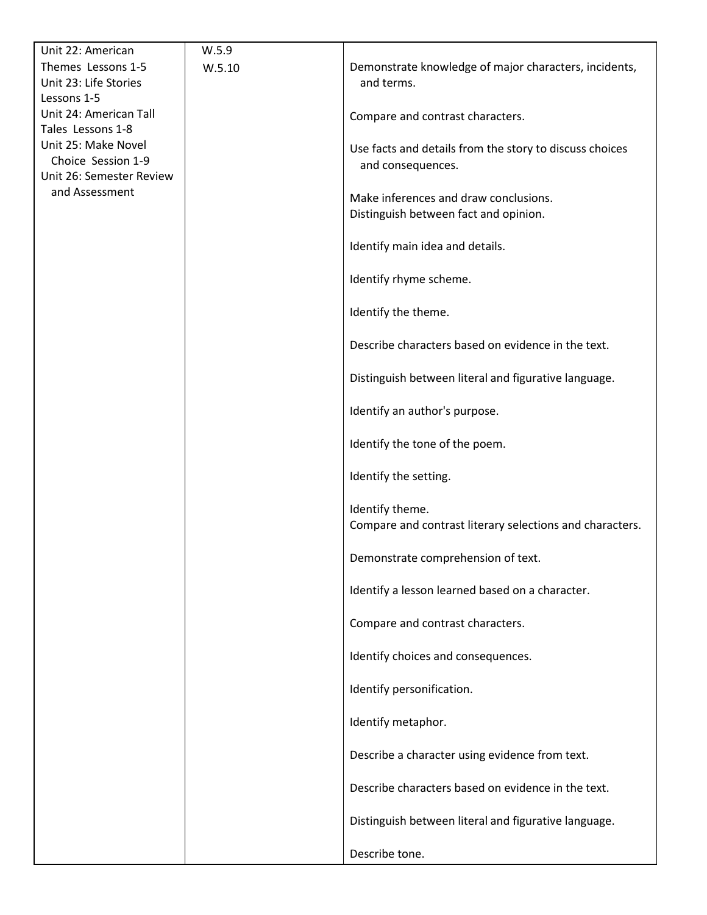| | | |
|---|---|---|
| Unit 22: American Themes Lessons 1-5<br>Unit 23: Life Stories Lessons 1-5<br>Unit 24: American Tall Tales Lessons 1-8<br>Unit 25: Make Novel Choice Session 1-9<br>Unit 26: Semester Review and Assessment | W.5.9<br>W.5.10 | Demonstrate knowledge of major characters, incidents, and terms.<br><br>Compare and contrast characters.<br><br>Use facts and details from the story to discuss choices and consequences.<br><br>Make inferences and draw conclusions.<br>Distinguish between fact and opinion.<br><br>Identify main idea and details.<br><br>Identify rhyme scheme.<br><br>Identify the theme.<br><br>Describe characters based on evidence in the text.<br><br>Distinguish between literal and figurative language.<br><br>Identify an author's purpose.<br><br>Identify the tone of the poem.<br><br>Identify the setting.<br><br>Identify theme.<br>Compare and contrast literary selections and characters.<br><br>Demonstrate comprehension of text.<br><br>Identify a lesson learned based on a character.<br><br>Compare and contrast characters.<br><br>Identify choices and consequences.<br><br>Identify personification.<br><br>Identify metaphor.<br><br>Describe a character using evidence from text.<br><br>Describe characters based on evidence in the text.<br><br>Distinguish between literal and figurative language.<br><br>Describe tone. |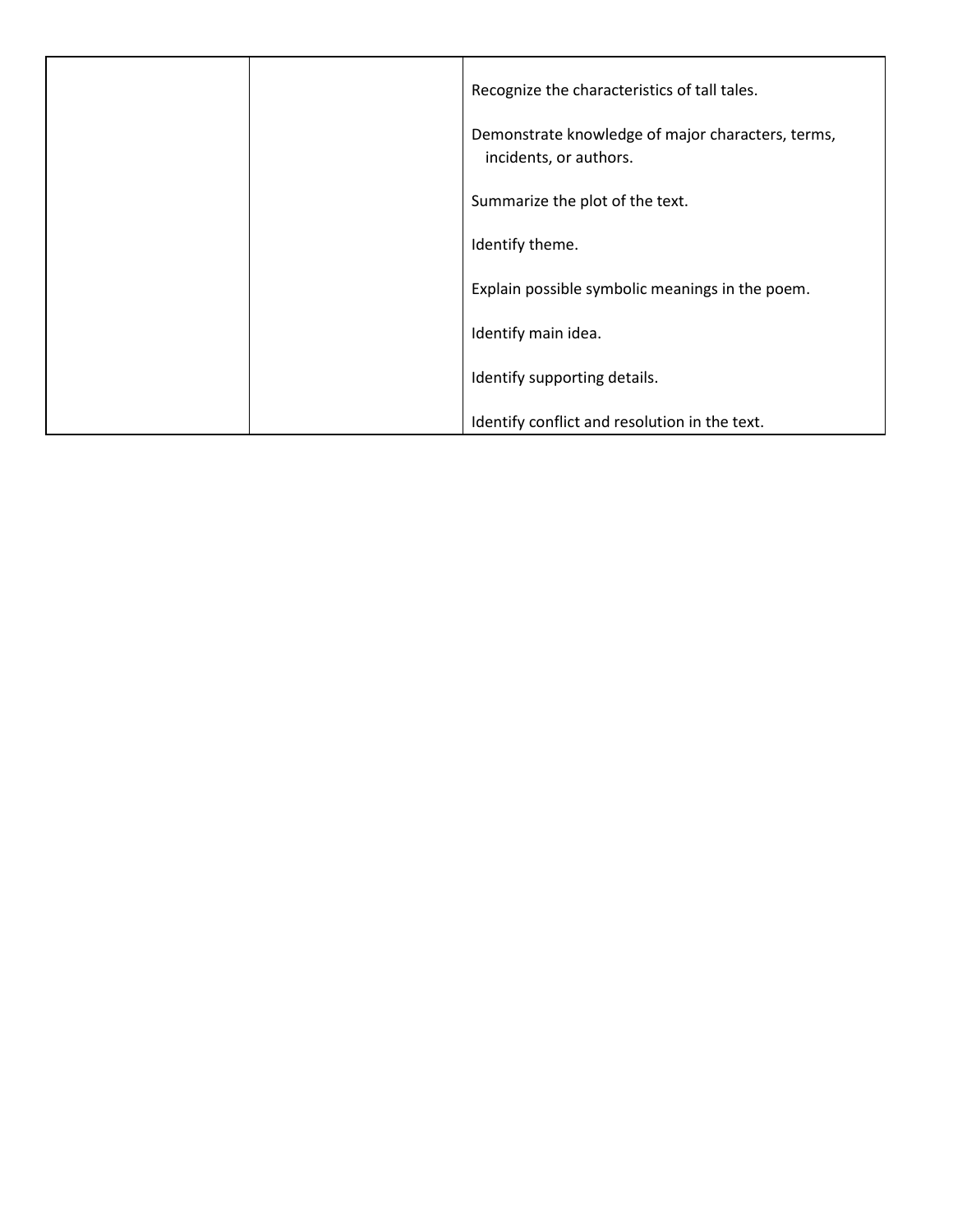| | | |
|---|---|---|
| | | Recognize the characteristics of tall tales.<br><br>Demonstrate knowledge of major characters, terms, incidents, or authors.<br><br>Summarize the plot of the text.<br><br>Identify theme.<br><br>Explain possible symbolic meanings in the poem.<br><br>Identify main idea.<br><br>Identify supporting details.<br><br>Identify conflict and resolution in the text. |